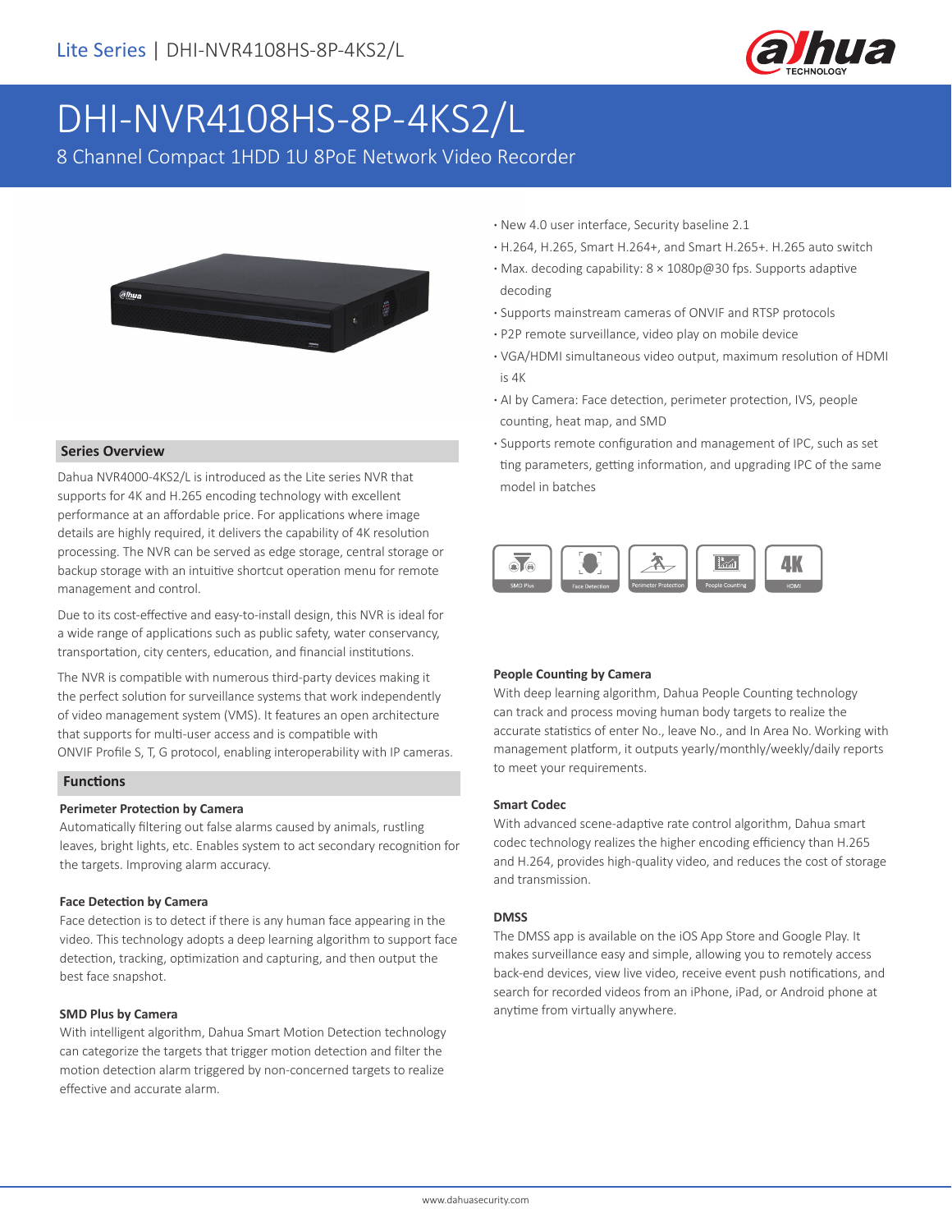# DHI-NVR4108HS-8P-4KS2/L

8 Channel Compact 1HDD 1U 8PoE Network Video Recorder

- New 4.0 user interface, Security baseline 2.1
- H.264, H.265, Smart H.264+, and Smart H.265+. H.265 auto switch
- Max. decoding capability: 8 × 1080p@30 fps. Supports adaptive decoding
- Supports mainstream cameras of ONVIF and RTSP protocols
- P2P remote surveillance, video play on mobile device
- VGA/HDMI simultaneous video output, maximum resolution of HDMI is 4K
- AI by Camera: Face detection, perimeter protection, IVS, people counting, heat map, and SMD
- Supports remote configuration and management of IPC, such as set ting parameters, getting information, and upgrading IPC of the same model in batches

## Series Overview

Dahua NVR4000-4KS2/L is introduced as the Lite series NVR that supports for 4K and H.265 encoding technology with excellent performance at an affordable price. For applications where image details are highly required, it delivers the capability of 4K resolution processing. The NVR can be served as edge storage, central storage or backup storage with an intuitive shortcut operation menu for remote management and control.

Due to its cost-effective and easy-to-install design, this NVR is ideal for a wide range of applications such as public safety, water conservancy, transportation, city centers, education, and financial institutions.

The NVR is compatible with numerous third-party devices making it the perfect solution for surveillance systems that work independently of video management system (VMS). It features an open architecture that supports for multi-user access and is compatible with ONVIF Profile S, T, G protocol, enabling interoperability with IP cameras.

## Functions

### Perimeter Protection by Camera

Automatically filtering out false alarms caused by animals, rustling leaves, bright lights, etc. Enables system to act secondary recognition for the targets. Improving alarm accuracy.

### Face Detection by Camera

Face detection is to detect if there is any human face appearing in the video. This technology adopts a deep learning algorithm to support face detection, tracking, optimization and capturing, and then output the best face snapshot.

### SMD Plus by Camera

With intelligent algorithm, Dahua Smart Motion Detection technology can categorize the targets that trigger motion detection and filter the motion detection alarm triggered by non-concerned targets to realize effective and accurate alarm.

### People Counting by Camera

With deep learning algorithm, Dahua People Counting technology can track and process moving human body targets to realize the accurate statistics of enter No., leave No., and In Area No. Working with management platform, it outputs yearly/monthly/weekly/daily reports to meet your requirements.

### Smart Codec

With advanced scene-adaptive rate control algorithm, Dahua smart codec technology realizes the higher encoding efficiency than H.265 and H.264, provides high-quality video, and reduces the cost of storage and transmission.

### DMSS

The DMSS app is available on the iOS App Store and Google Play. It makes surveillance easy and simple, allowing you to remotely access back-end devices, view live video, receive event push notifications, and search for recorded videos from an iPhone, iPad, or Android phone at anytime from virtually anywhere.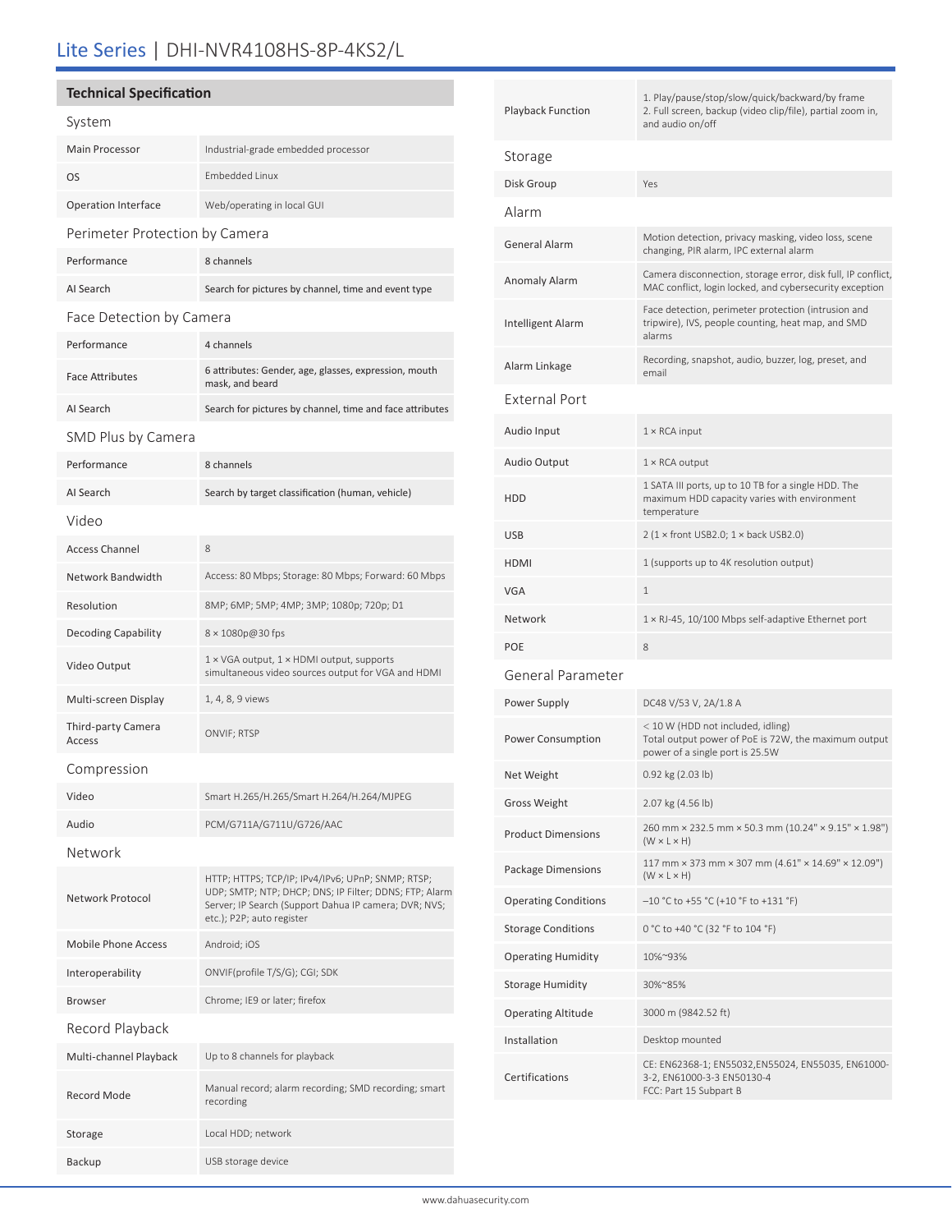# Lite Series | DHI-NVR4108HS-8P-4KS2/L

## Technical Specification

### System

| | |
|---|---|
| Main Processor | Industrial-grade embedded processor |
| OS | Embedded Linux |
| Operation Interface | Web/operating in local GUI |

### Perimeter Protection by Camera

| | |
|---|---|
| Performance | 8 channels |
| AI Search | Search for pictures by channel, time and event type |

### Face Detection by Camera

| | |
|---|---|
| Performance | 4 channels |
| Face Attributes | 6 attributes: Gender, age, glasses, expression, mouth mask, and beard |
| AI Search | Search for pictures by channel, time and face attributes |

### SMD Plus by Camera

| | |
|---|---|
| Performance | 8 channels |
| AI Search | Search by target classification (human, vehicle) |

### Video

| | |
|---|---|
| Access Channel | 8 |
| Network Bandwidth | Access: 80 Mbps; Storage: 80 Mbps; Forward: 60 Mbps |
| Resolution | 8MP; 6MP; 5MP; 4MP; 3MP; 1080p; 720p; D1 |
| Decoding Capability | 8 × 1080p@30 fps |
| Video Output | 1 × VGA output, 1 × HDMI output, supports simultaneous video sources output for VGA and HDMI |
| Multi-screen Display | 1, 4, 8, 9 views |
| Third-party Camera Access | ONVIF; RTSP |

### Compression

| | |
|---|---|
| Video | Smart H.265/H.265/Smart H.264/H.264/MJPEG |
| Audio | PCM/G711A/G711U/G726/AAC |

### Network

| | |
|---|---|
| Network Protocol | HTTP; HTTPS; TCP/IP; IPv4/IPv6; UPnP; SNMP; RTSP; UDP; SMTP; NTP; DHCP; DNS; IP Filter; DDNS; FTP; Alarm Server; IP Search (Support Dahua IP camera; DVR; NVS; etc.); P2P; auto register |
| Mobile Phone Access | Android; iOS |
| Interoperability | ONVIF(profile T/S/G); CGI; SDK |
| Browser | Chrome; IE9 or later; firefox |

### Record Playback

| | |
|---|---|
| Multi-channel Playback | Up to 8 channels for playback |
| Record Mode | Manual record; alarm recording; SMD recording; smart recording |
| Storage | Local HDD; network |
| Backup | USB storage device |
| Playback Function | 1. Play/pause/stop/slow/quick/backward/by frame<br>2. Full screen, backup (video clip/file), partial zoom in, and audio on/off |

### Storage

| | |
|---|---|
| Disk Group | Yes |

### Alarm

| | |
|---|---|
| General Alarm | Motion detection, privacy masking, video loss, scene changing, PIR alarm, IPC external alarm |
| Anomaly Alarm | Camera disconnection, storage error, disk full, IP conflict, MAC conflict, login locked, and cybersecurity exception |
| Intelligent Alarm | Face detection, perimeter protection (intrusion and tripwire), IVS, people counting, heat map, and SMD alarms |
| Alarm Linkage | Recording, snapshot, audio, buzzer, log, preset, and email |

### External Port

| | |
|---|---|
| Audio Input | 1 × RCA input |
| Audio Output | 1 × RCA output |
| HDD | 1 SATA III ports, up to 10 TB for a single HDD. The maximum HDD capacity varies with environment temperature |
| USB | 2 (1 × front USB2.0; 1 × back USB2.0) |
| HDMI | 1 (supports up to 4K resolution output) |
| VGA | 1 |
| Network | 1 × RJ-45, 10/100 Mbps self-adaptive Ethernet port |
| POE | 8 |

### General Parameter

| | |
|---|---|
| Power Supply | DC48 V/53 V, 2A/1.8 A |
| Power Consumption | < 10 W (HDD not included, idling)<br>Total output power of PoE is 72W, the maximum output power of a single port is 25.5W |
| Net Weight | 0.92 kg (2.03 lb) |
| Gross Weight | 2.07 kg (4.56 lb) |
| Product Dimensions | 260 mm × 232.5 mm × 50.3 mm (10.24" × 9.15" × 1.98") (W × L × H) |
| Package Dimensions | 117 mm × 373 mm × 307 mm (4.61" × 14.69" × 12.09") (W × L × H) |
| Operating Conditions | −10 °C to +55 °C (+10 °F to +131 °F) |
| Storage Conditions | 0 °C to +40 °C (32 °F to 104 °F) |
| Operating Humidity | 10%~93% |
| Storage Humidity | 30%~85% |
| Operating Altitude | 3000 m (9842.52 ft) |
| Installation | Desktop mounted |
| Certifications | CE: EN62368-1; EN55032,EN55024, EN55035, EN61000-3-2, EN61000-3-3 EN50130-4<br>FCC: Part 15 Subpart B |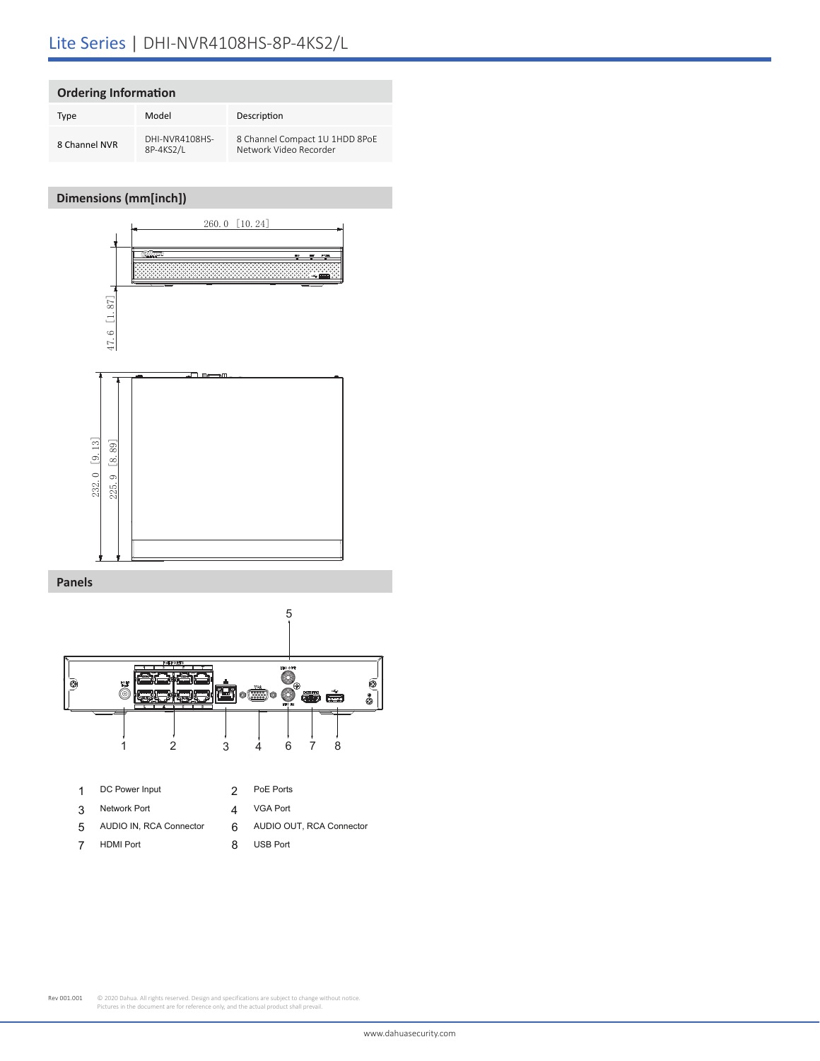## Ordering Information

| Type | Model | Description |
|---|---|---|
| 8 Channel NVR | DHI-NVR4108HS-8P-4KS2/L | 8 Channel Compact 1U 1HDD 8PoE Network Video Recorder |

## Dimensions (mm[inch])

260.0 [10.24]

47.6 [1.87]

232.0 [9.13]

225.9 [8.89]

## Panels

| | | | |
|---|---|---|---|
| 1 | DC Power Input | 2 | PoE Ports |
| 3 | Network Port | 4 | VGA Port |
| 5 | AUDIO IN, RCA Connector | 6 | AUDIO OUT, RCA Connector |
| 7 | HDMI Port | 8 | USB Port |

Rev 001.001 © 2020 Dahua. All rights reserved. Design and specifications are subject to change without notice. Pictures in the document are for reference only, and the actual product shall prevail.

www.dahuasecurity.com